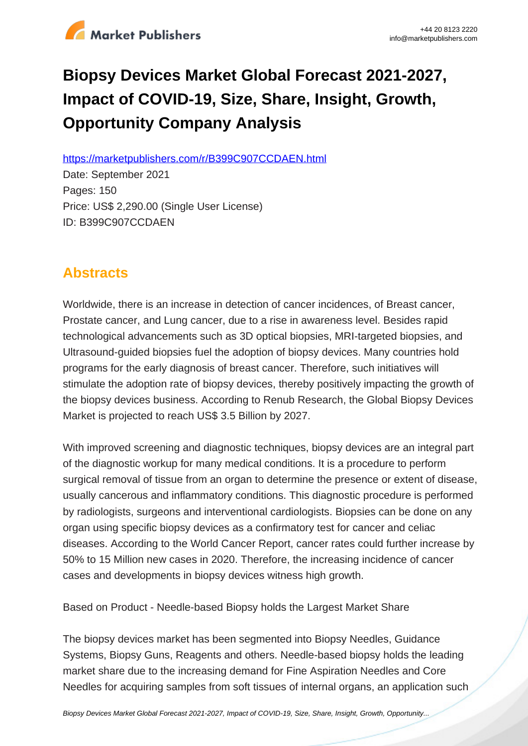# Biopsy Devices Market Global Forecast 2021-2027, Impact of COVID-19, Size, Share, Insight, Growth, Opportunity Company Analysis

https://marketpublishers.com/r/B399C907CCDAEN.html

Date: September 2021

Pages: 150

Price: US$ 2,290.00 (Single User License)

ID: B399C907CCDAEN

## Abstracts

Worldwide, there is an increase in detection of cancer incidences, of Breast cancer, Prostate cancer, and Lung cancer, due to a rise in awareness level. Besides rapid technological advancements such as 3D optical biopsies, MRI-targeted biopsies, and Ultrasound-guided biopsies fuel the adoption of biopsy devices. Many countries hold programs for the early diagnosis of breast cancer. Therefore, such initiatives will stimulate the adoption rate of biopsy devices, thereby positively impacting the growth of the biopsy devices business. According to Renub Research, the Global Biopsy Devices Market is projected to reach US$ 3.5 Billion by 2027.

With improved screening and diagnostic techniques, biopsy devices are an integral part of the diagnostic workup for many medical conditions. It is a procedure to perform surgical removal of tissue from an organ to determine the presence or extent of disease, usually cancerous and inflammatory conditions. This diagnostic procedure is performed by radiologists, surgeons and interventional cardiologists. Biopsies can be done on any organ using specific biopsy devices as a confirmatory test for cancer and celiac diseases. According to the World Cancer Report, cancer rates could further increase by 50% to 15 Million new cases in 2020. Therefore, the increasing incidence of cancer cases and developments in biopsy devices witness high growth.

Based on Product - Needle-based Biopsy holds the Largest Market Share

The biopsy devices market has been segmented into Biopsy Needles, Guidance Systems, Biopsy Guns, Reagents and others. Needle-based biopsy holds the leading market share due to the increasing demand for Fine Aspiration Needles and Core Needles for acquiring samples from soft tissues of internal organs, an application such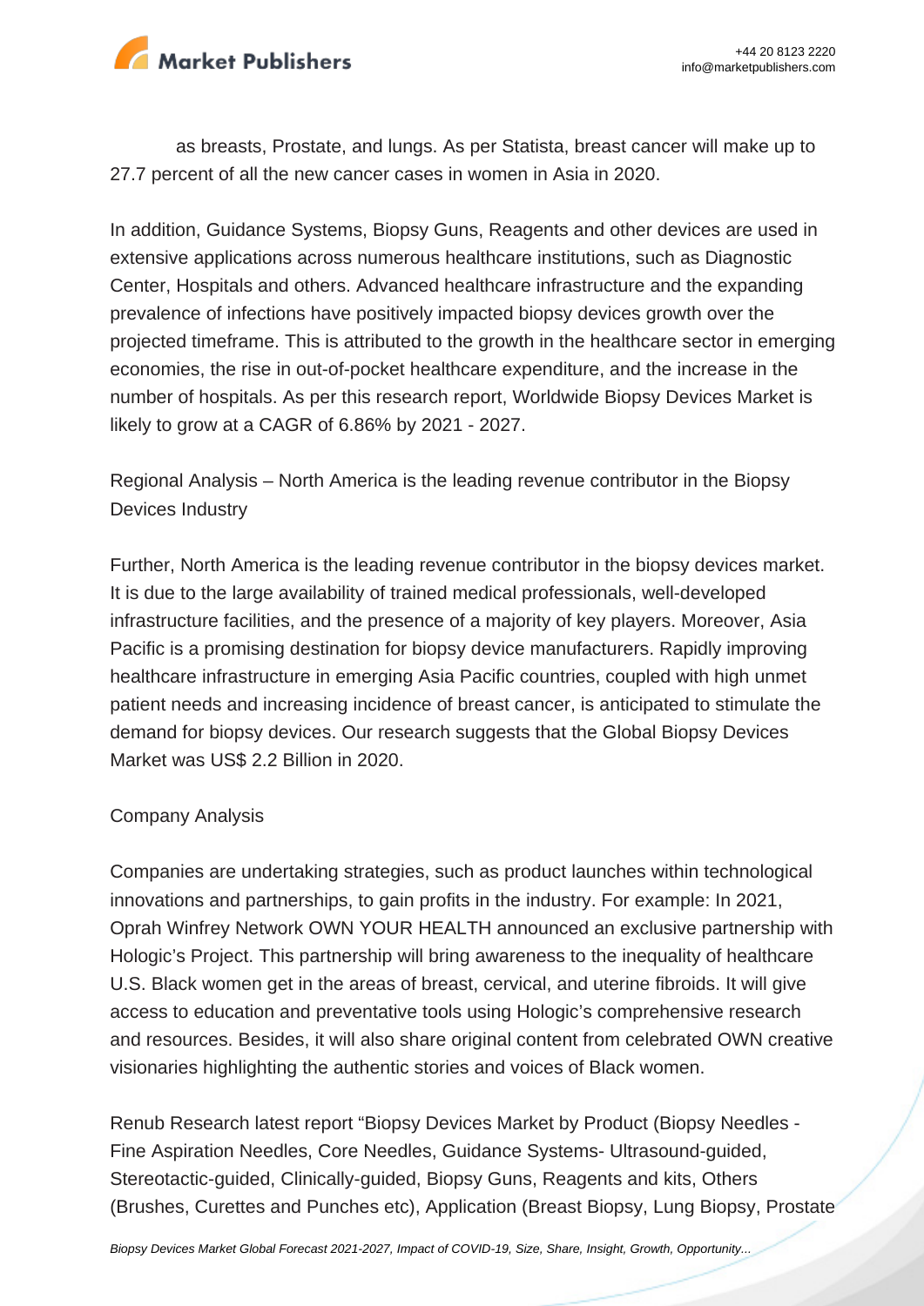as breasts, Prostate, and lungs. As per Statista, breast cancer will make up to 27.7 percent of all the new cancer cases in women in Asia in 2020.

In addition, Guidance Systems, Biopsy Guns, Reagents and other devices are used in extensive applications across numerous healthcare institutions, such as Diagnostic Center, Hospitals and others. Advanced healthcare infrastructure and the expanding prevalence of infections have positively impacted biopsy devices growth over the projected timeframe. This is attributed to the growth in the healthcare sector in emerging economies, the rise in out-of-pocket healthcare expenditure, and the increase in the number of hospitals. As per this research report, Worldwide Biopsy Devices Market is likely to grow at a CAGR of 6.86% by 2021 - 2027.

Regional Analysis – North America is the leading revenue contributor in the Biopsy Devices Industry

Further, North America is the leading revenue contributor in the biopsy devices market. It is due to the large availability of trained medical professionals, well-developed infrastructure facilities, and the presence of a majority of key players. Moreover, Asia Pacific is a promising destination for biopsy device manufacturers. Rapidly improving healthcare infrastructure in emerging Asia Pacific countries, coupled with high unmet patient needs and increasing incidence of breast cancer, is anticipated to stimulate the demand for biopsy devices. Our research suggests that the Global Biopsy Devices Market was US$ 2.2 Billion in 2020.

Company Analysis

Companies are undertaking strategies, such as product launches within technological innovations and partnerships, to gain profits in the industry. For example: In 2021, Oprah Winfrey Network OWN YOUR HEALTH announced an exclusive partnership with Hologic's Project. This partnership will bring awareness to the inequality of healthcare U.S. Black women get in the areas of breast, cervical, and uterine fibroids. It will give access to education and preventative tools using Hologic's comprehensive research and resources. Besides, it will also share original content from celebrated OWN creative visionaries highlighting the authentic stories and voices of Black women.

Renub Research latest report "Biopsy Devices Market by Product (Biopsy Needles - Fine Aspiration Needles, Core Needles, Guidance Systems- Ultrasound-guided, Stereotactic-guided, Clinically-guided, Biopsy Guns, Reagents and kits, Others (Brushes, Curettes and Punches etc), Application (Breast Biopsy, Lung Biopsy, Prostate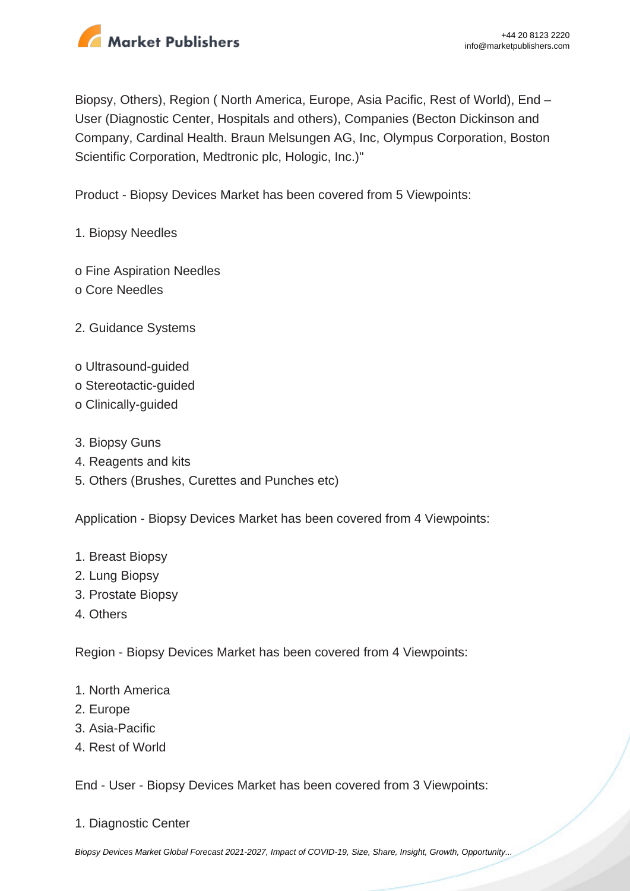Biopsy, Others), Region ( North America, Europe, Asia Pacific, Rest of World), End – User (Diagnostic Center, Hospitals and others), Companies (Becton Dickinson and Company, Cardinal Health. Braun Melsungen AG, Inc, Olympus Corporation, Boston Scientific Corporation, Medtronic plc, Hologic, Inc.)"

Product - Biopsy Devices Market has been covered from 5 Viewpoints:

1. Biopsy Needles

o Fine Aspiration Needles
o Core Needles

2. Guidance Systems

o Ultrasound-guided
o Stereotactic-guided
o Clinically-guided

3. Biopsy Guns
4. Reagents and kits
5. Others (Brushes, Curettes and Punches etc)

Application - Biopsy Devices Market has been covered from 4 Viewpoints:

1. Breast Biopsy
2. Lung Biopsy
3. Prostate Biopsy
4. Others

Region - Biopsy Devices Market has been covered from 4 Viewpoints:

1. North America
2. Europe
3. Asia-Pacific
4. Rest of World

End - User - Biopsy Devices Market has been covered from 3 Viewpoints:

1. Diagnostic Center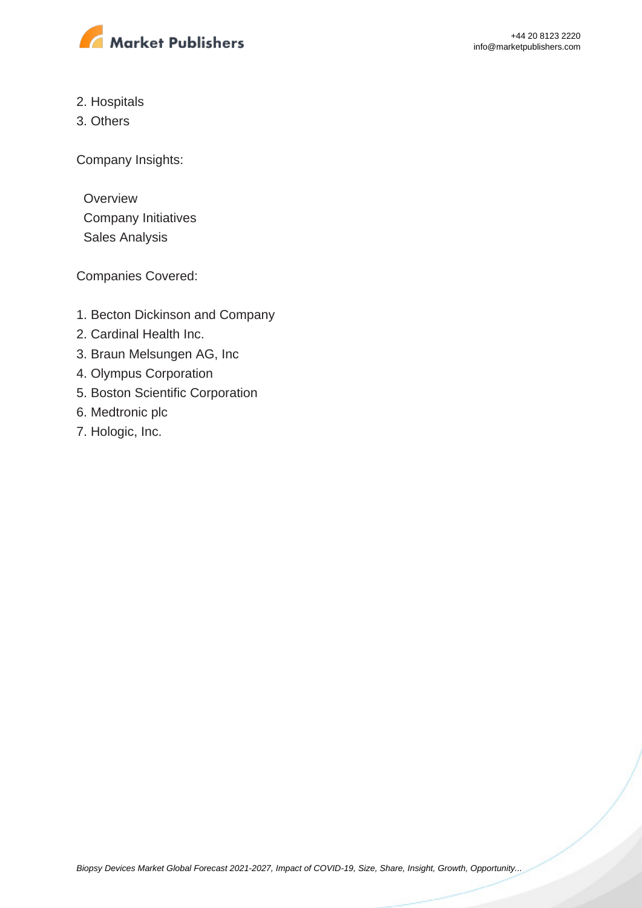2. Hospitals
3. Others

Company Insights:

- Overview
- Company Initiatives
- Sales Analysis

Companies Covered:

1. Becton Dickinson and Company
2. Cardinal Health Inc.
3. Braun Melsungen AG, Inc
4. Olympus Corporation
5. Boston Scientific Corporation
6. Medtronic plc
7. Hologic, Inc.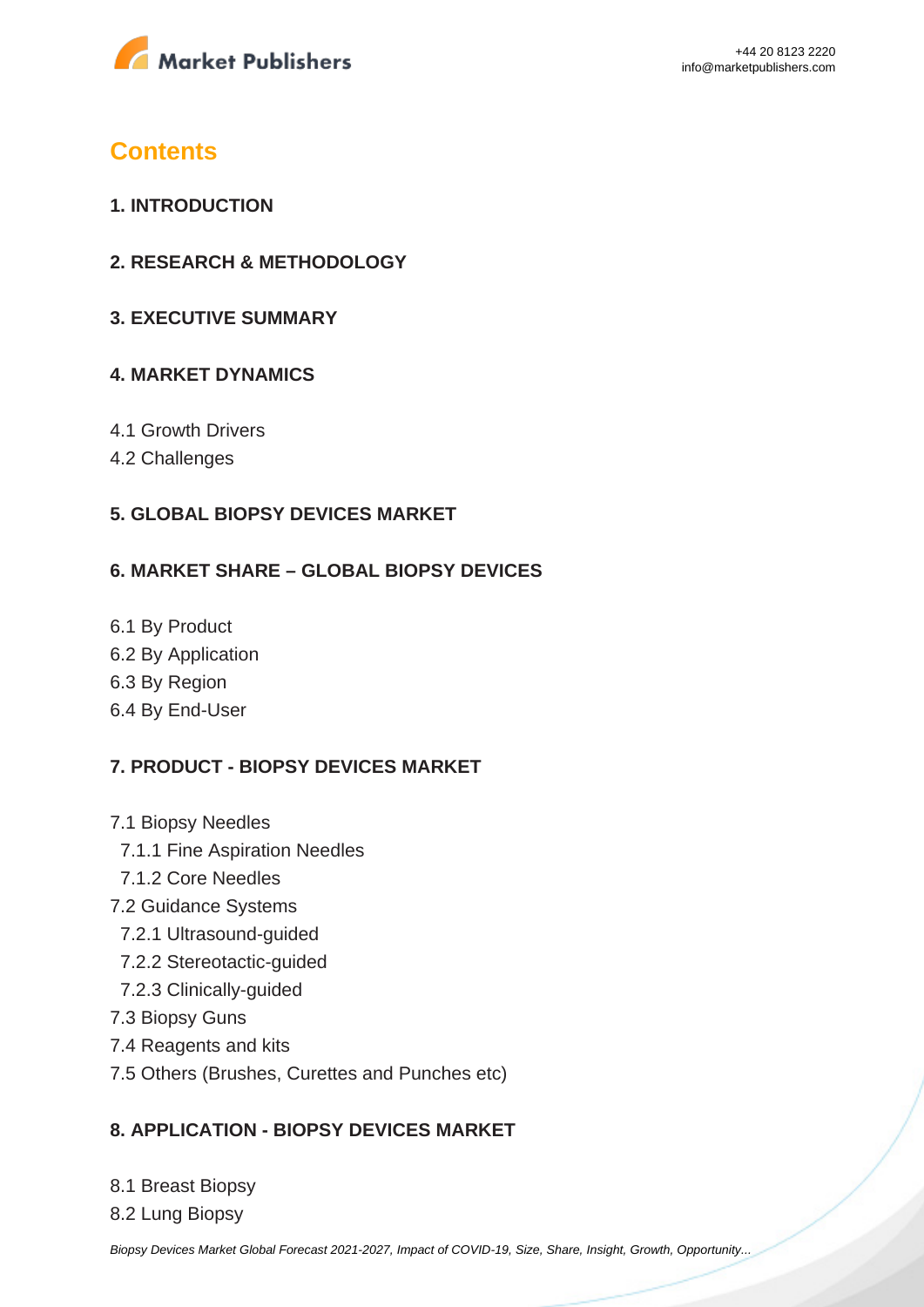## Contents

### 1. INTRODUCTION

### 2. RESEARCH & METHODOLOGY

### 3. EXECUTIVE SUMMARY

### 4. MARKET DYNAMICS

4.1 Growth Drivers
4.2 Challenges

### 5. GLOBAL BIOPSY DEVICES MARKET

### 6. MARKET SHARE – GLOBAL BIOPSY DEVICES

6.1 By Product
6.2 By Application
6.3 By Region
6.4 By End-User

### 7. PRODUCT - BIOPSY DEVICES MARKET

7.1 Biopsy Needles
- 7.1.1 Fine Aspiration Needles
- 7.1.2 Core Needles

7.2 Guidance Systems
- 7.2.1 Ultrasound-guided
- 7.2.2 Stereotactic-guided
- 7.2.3 Clinically-guided

7.3 Biopsy Guns
7.4 Reagents and kits
7.5 Others (Brushes, Curettes and Punches etc)

### 8. APPLICATION - BIOPSY DEVICES MARKET

8.1 Breast Biopsy
8.2 Lung Biopsy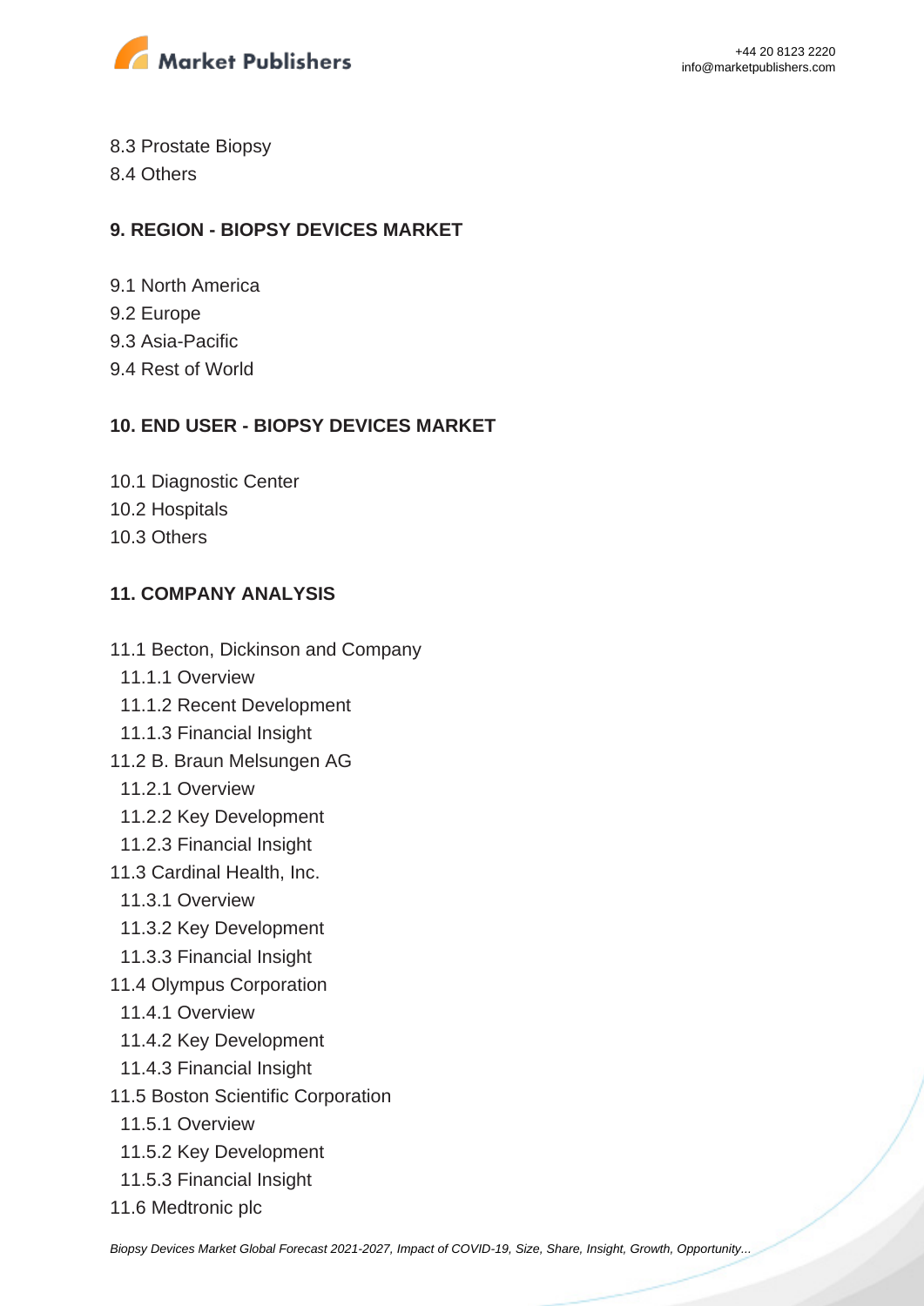8.3 Prostate Biopsy
8.4 Others

## 9. REGION - BIOPSY DEVICES MARKET

9.1 North America
9.2 Europe
9.3 Asia-Pacific
9.4 Rest of World

## 10. END USER - BIOPSY DEVICES MARKET

10.1 Diagnostic Center
10.2 Hospitals
10.3 Others

## 11. COMPANY ANALYSIS

11.1 Becton, Dickinson and Company
  11.1.1 Overview
  11.1.2 Recent Development
  11.1.3 Financial Insight
11.2 B. Braun Melsungen AG
  11.2.1 Overview
  11.2.2 Key Development
  11.2.3 Financial Insight
11.3 Cardinal Health, Inc.
  11.3.1 Overview
  11.3.2 Key Development
  11.3.3 Financial Insight
11.4 Olympus Corporation
  11.4.1 Overview
  11.4.2 Key Development
  11.4.3 Financial Insight
11.5 Boston Scientific Corporation
  11.5.1 Overview
  11.5.2 Key Development
  11.5.3 Financial Insight
11.6 Medtronic plc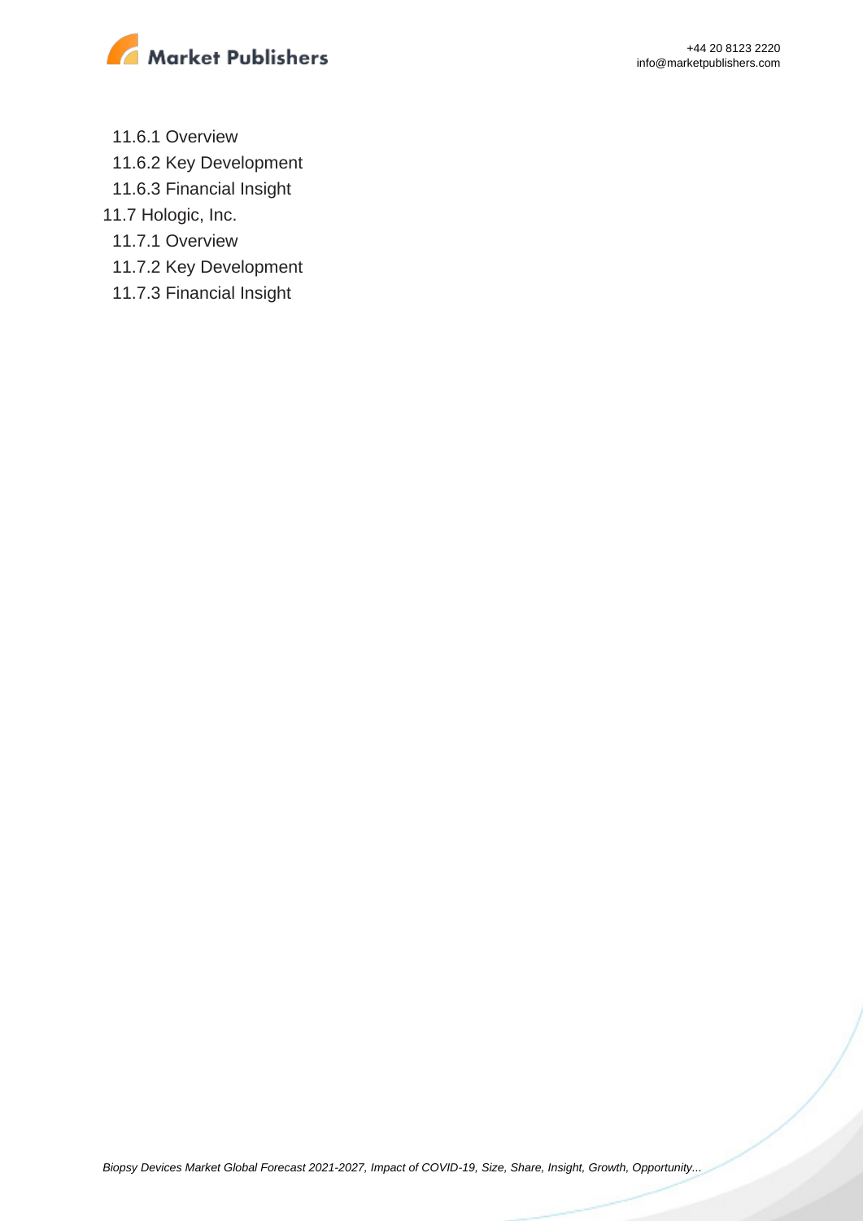- 11.6.1 Overview
- 11.6.2 Key Development
- 11.6.3 Financial Insight

11.7 Hologic, Inc.

- 11.7.1 Overview
- 11.7.2 Key Development
- 11.7.3 Financial Insight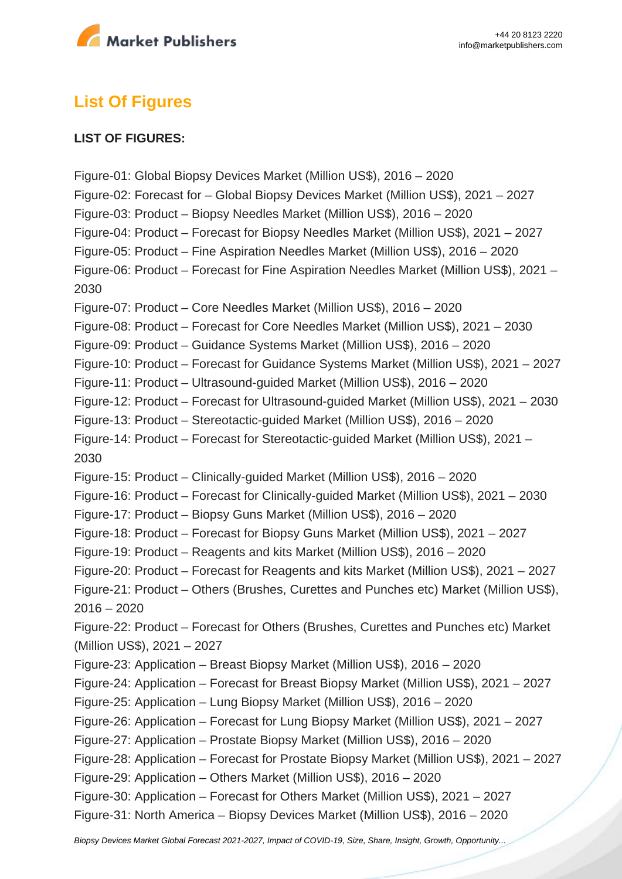## List Of Figures

**LIST OF FIGURES:**

Figure-01: Global Biopsy Devices Market (Million US$), 2016 – 2020
Figure-02: Forecast for – Global Biopsy Devices Market (Million US$), 2021 – 2027
Figure-03: Product – Biopsy Needles Market (Million US$), 2016 – 2020
Figure-04: Product – Forecast for Biopsy Needles Market (Million US$), 2021 – 2027
Figure-05: Product – Fine Aspiration Needles Market (Million US$), 2016 – 2020
Figure-06: Product – Forecast for Fine Aspiration Needles Market (Million US$), 2021 – 2030
Figure-07: Product – Core Needles Market (Million US$), 2016 – 2020
Figure-08: Product – Forecast for Core Needles Market (Million US$), 2021 – 2030
Figure-09: Product – Guidance Systems Market (Million US$), 2016 – 2020
Figure-10: Product – Forecast for Guidance Systems Market (Million US$), 2021 – 2027
Figure-11: Product – Ultrasound-guided Market (Million US$), 2016 – 2020
Figure-12: Product – Forecast for Ultrasound-guided Market (Million US$), 2021 – 2030
Figure-13: Product – Stereotactic-guided Market (Million US$), 2016 – 2020
Figure-14: Product – Forecast for Stereotactic-guided Market (Million US$), 2021 – 2030
Figure-15: Product – Clinically-guided Market (Million US$), 2016 – 2020
Figure-16: Product – Forecast for Clinically-guided Market (Million US$), 2021 – 2030
Figure-17: Product – Biopsy Guns Market (Million US$), 2016 – 2020
Figure-18: Product – Forecast for Biopsy Guns Market (Million US$), 2021 – 2027
Figure-19: Product – Reagents and kits Market (Million US$), 2016 – 2020
Figure-20: Product – Forecast for Reagents and kits Market (Million US$), 2021 – 2027
Figure-21: Product – Others (Brushes, Curettes and Punches etc) Market (Million US$), 2016 – 2020
Figure-22: Product – Forecast for Others (Brushes, Curettes and Punches etc) Market (Million US$), 2021 – 2027
Figure-23: Application – Breast Biopsy Market (Million US$), 2016 – 2020
Figure-24: Application – Forecast for Breast Biopsy Market (Million US$), 2021 – 2027
Figure-25: Application – Lung Biopsy Market (Million US$), 2016 – 2020
Figure-26: Application – Forecast for Lung Biopsy Market (Million US$), 2021 – 2027
Figure-27: Application – Prostate Biopsy Market (Million US$), 2016 – 2020
Figure-28: Application – Forecast for Prostate Biopsy Market (Million US$), 2021 – 2027
Figure-29: Application – Others Market (Million US$), 2016 – 2020
Figure-30: Application – Forecast for Others Market (Million US$), 2021 – 2027
Figure-31: North America – Biopsy Devices Market (Million US$), 2016 – 2020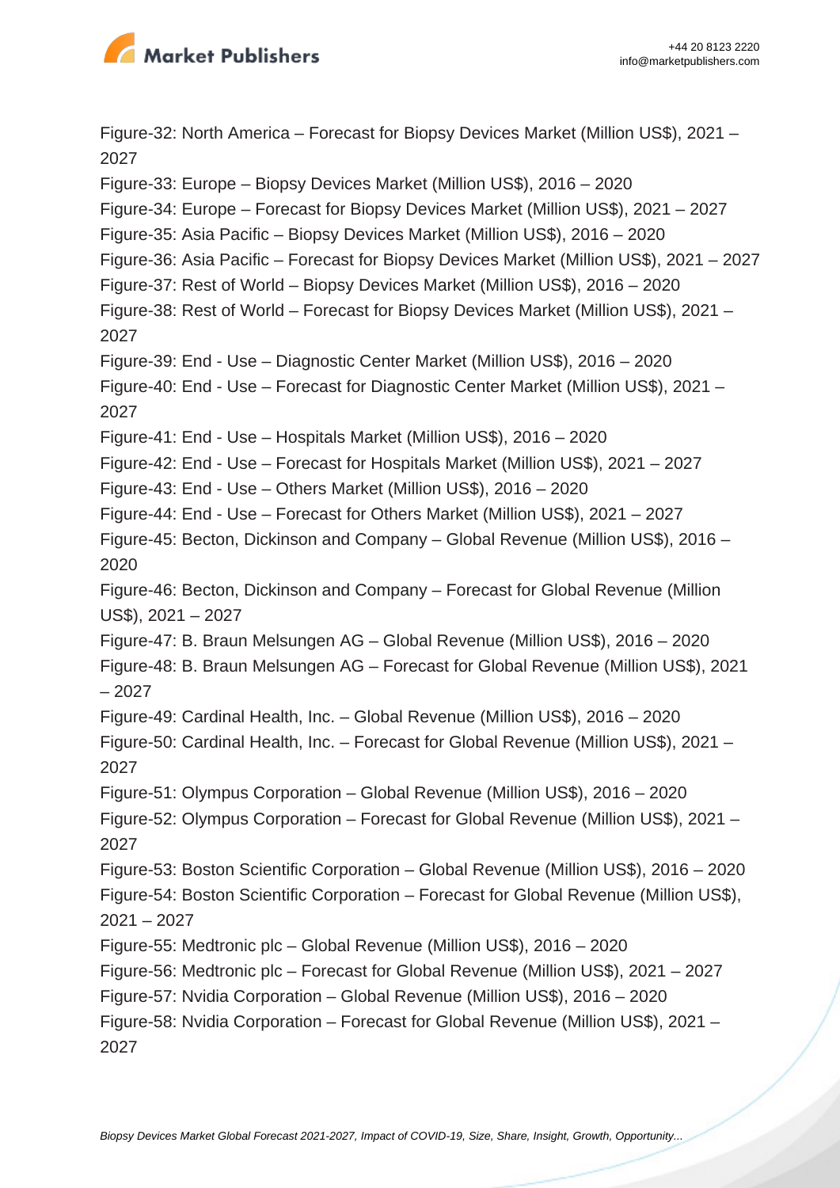Figure-32: North America – Forecast for Biopsy Devices Market (Million US$), 2021 – 2027
Figure-33: Europe – Biopsy Devices Market (Million US$), 2016 – 2020
Figure-34: Europe – Forecast for Biopsy Devices Market (Million US$), 2021 – 2027
Figure-35: Asia Pacific – Biopsy Devices Market (Million US$), 2016 – 2020
Figure-36: Asia Pacific – Forecast for Biopsy Devices Market (Million US$), 2021 – 2027
Figure-37: Rest of World – Biopsy Devices Market (Million US$), 2016 – 2020
Figure-38: Rest of World – Forecast for Biopsy Devices Market (Million US$), 2021 – 2027
Figure-39: End - Use – Diagnostic Center Market (Million US$), 2016 – 2020
Figure-40: End - Use – Forecast for Diagnostic Center Market (Million US$), 2021 – 2027
Figure-41: End - Use – Hospitals Market (Million US$), 2016 – 2020
Figure-42: End - Use – Forecast for Hospitals Market (Million US$), 2021 – 2027
Figure-43: End - Use – Others Market (Million US$), 2016 – 2020
Figure-44: End - Use – Forecast for Others Market (Million US$), 2021 – 2027
Figure-45: Becton, Dickinson and Company – Global Revenue (Million US$), 2016 – 2020
Figure-46: Becton, Dickinson and Company – Forecast for Global Revenue (Million US$), 2021 – 2027
Figure-47: B. Braun Melsungen AG – Global Revenue (Million US$), 2016 – 2020
Figure-48: B. Braun Melsungen AG – Forecast for Global Revenue (Million US$), 2021 – 2027
Figure-49: Cardinal Health, Inc. – Global Revenue (Million US$), 2016 – 2020
Figure-50: Cardinal Health, Inc. – Forecast for Global Revenue (Million US$), 2021 – 2027
Figure-51: Olympus Corporation – Global Revenue (Million US$), 2016 – 2020
Figure-52: Olympus Corporation – Forecast for Global Revenue (Million US$), 2021 – 2027
Figure-53: Boston Scientific Corporation – Global Revenue (Million US$), 2016 – 2020
Figure-54: Boston Scientific Corporation – Forecast for Global Revenue (Million US$), 2021 – 2027
Figure-55: Medtronic plc – Global Revenue (Million US$), 2016 – 2020
Figure-56: Medtronic plc – Forecast for Global Revenue (Million US$), 2021 – 2027
Figure-57: Nvidia Corporation – Global Revenue (Million US$), 2016 – 2020
Figure-58: Nvidia Corporation – Forecast for Global Revenue (Million US$), 2021 – 2027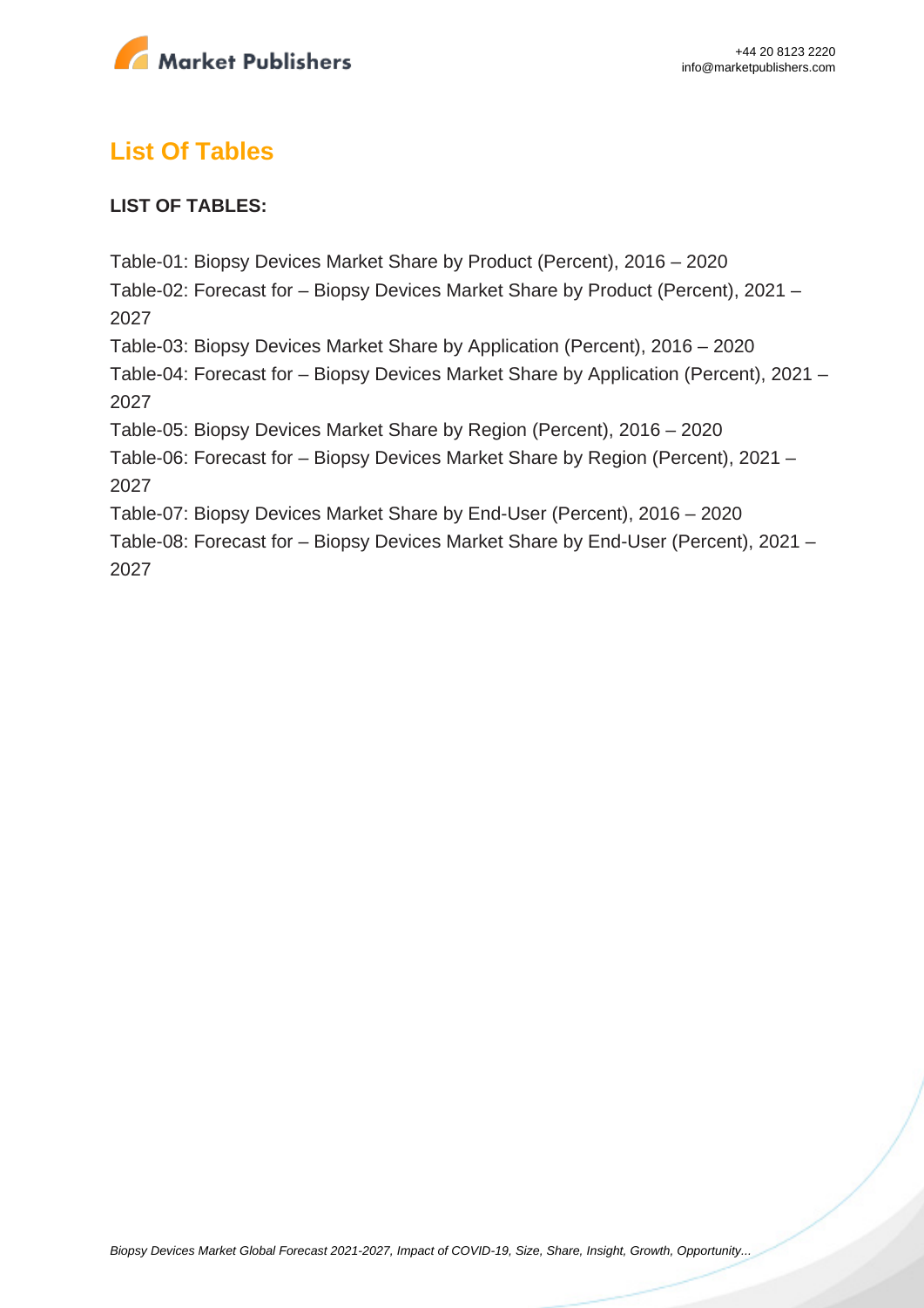## List Of Tables

**LIST OF TABLES:**

Table-01: Biopsy Devices Market Share by Product (Percent), 2016 – 2020
Table-02: Forecast for – Biopsy Devices Market Share by Product (Percent), 2021 – 2027
Table-03: Biopsy Devices Market Share by Application (Percent), 2016 – 2020
Table-04: Forecast for – Biopsy Devices Market Share by Application (Percent), 2021 – 2027
Table-05: Biopsy Devices Market Share by Region (Percent), 2016 – 2020
Table-06: Forecast for – Biopsy Devices Market Share by Region (Percent), 2021 – 2027
Table-07: Biopsy Devices Market Share by End-User (Percent), 2016 – 2020
Table-08: Forecast for – Biopsy Devices Market Share by End-User (Percent), 2021 – 2027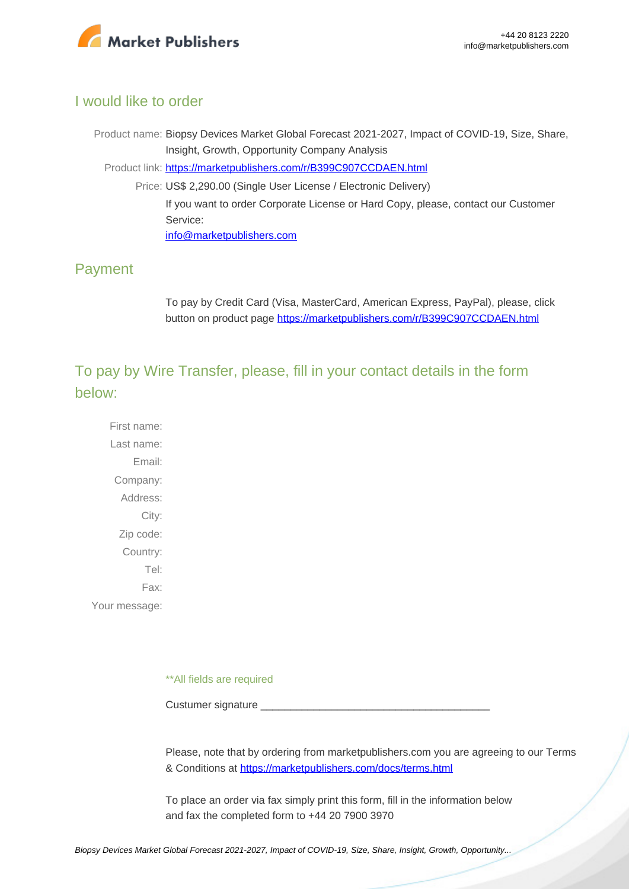## I would like to order

Product name: Biopsy Devices Market Global Forecast 2021-2027, Impact of COVID-19, Size, Share, Insight, Growth, Opportunity Company Analysis

Product link: https://marketpublishers.com/r/B399C907CCDAEN.html

Price: US$ 2,290.00 (Single User License / Electronic Delivery)

If you want to order Corporate License or Hard Copy, please, contact our Customer Service:

info@marketpublishers.com

## Payment

To pay by Credit Card (Visa, MasterCard, American Express, PayPal), please, click button on product page https://marketpublishers.com/r/B399C907CCDAEN.html

## To pay by Wire Transfer, please, fill in your contact details in the form below:

First name:

Last name:

Email:

Company:

Address:

City:

Zip code:

Country:

Tel:

Fax:

Your message:

**All fields are required

Custumer signature _______________________________________

Please, note that by ordering from marketpublishers.com you are agreeing to our Terms & Conditions at https://marketpublishers.com/docs/terms.html

To place an order via fax simply print this form, fill in the information below and fax the completed form to +44 20 7900 3970